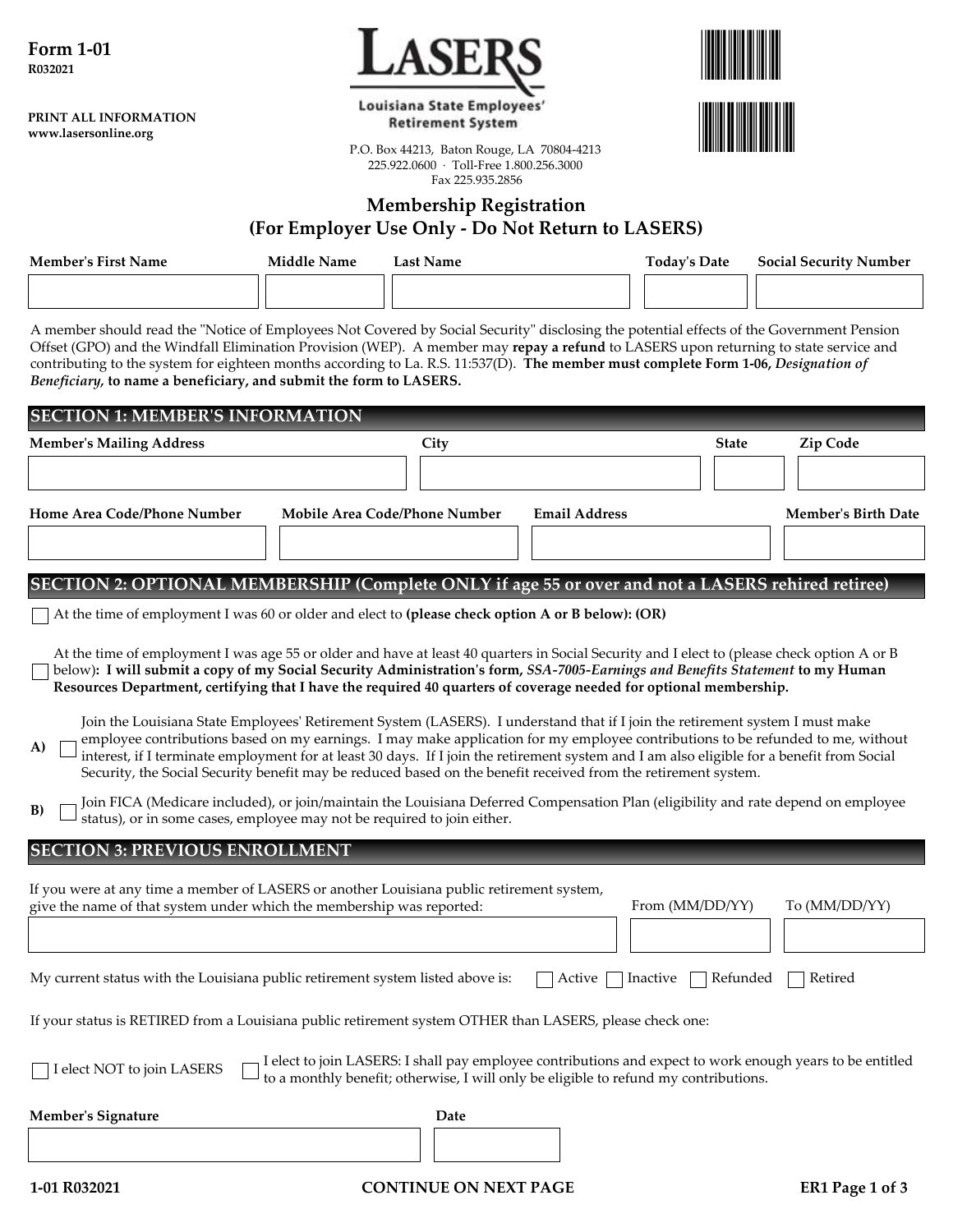Form 1-01
R032021

**PRINT ALL INFORMATION**
**www.lasersonline.org**

**LASERS**
**Louisiana State Employees' Retirement System**

P.O. Box 44213, Baton Rouge, LA 70804-4213
225.922.0600 · Toll-Free 1.800.256.3000
Fax 225.935.2856

# Membership Registration
## (For Employer Use Only - Do Not Return to LASERS)

| Member's First Name | Middle Name | Last Name | Today's Date | Social Security Number |
|---|---|---|---|---|
| | | | | |

A member should read the "Notice of Employees Not Covered by Social Security" disclosing the potential effects of the Government Pension Offset (GPO) and the Windfall Elimination Provision (WEP). A member may **repay a refund** to LASERS upon returning to state service and contributing to the system for eighteen months according to La. R.S. 11:537(D). **The member must complete Form 1-06, *Designation of Beneficiary*, to name a beneficiary, and submit the form to LASERS.**

## SECTION 1: MEMBER'S INFORMATION

| Member's Mailing Address | City | State | Zip Code |
|---|---|---|---|
| | | | |

| Home Area Code/Phone Number | Mobile Area Code/Phone Number | Email Address | Member's Birth Date |
|---|---|---|---|
| | | | |

## SECTION 2: OPTIONAL MEMBERSHIP (Complete ONLY if age 55 or over and not a LASERS rehired retiree)

☐ At the time of employment I was 60 or older and elect to **(please check option A or B below): (OR)**

☐ At the time of employment I was age 55 or older and have at least 40 quarters in Social Security and I elect to (please check option A or B below)**: I will submit a copy of my Social Security Administration's form, *SSA-7005-Earnings and Benefits Statement* to my Human Resources Department, certifying that I have the required 40 quarters of coverage needed for optional membership.**

**A)** ☐ Join the Louisiana State Employees' Retirement System (LASERS). I understand that if I join the retirement system I must make employee contributions based on my earnings. I may make application for my employee contributions to be refunded to me, without interest, if I terminate employment for at least 30 days. If I join the retirement system and I am also eligible for a benefit from Social Security, the Social Security benefit may be reduced based on the benefit received from the retirement system.

**B)** ☐ Join FICA (Medicare included), or join/maintain the Louisiana Deferred Compensation Plan (eligibility and rate depend on employee status), or in some cases, employee may not be required to join either.

## SECTION 3: PREVIOUS ENROLLMENT

| If you were at any time a member of LASERS or another Louisiana public retirement system, give the name of that system under which the membership was reported: | From (MM/DD/YY) | To (MM/DD/YY) |
|---|---|---|
| | | |

My current status with the Louisiana public retirement system listed above is: ☐ Active ☐ Inactive ☐ Refunded ☐ Retired

If your status is RETIRED from a Louisiana public retirement system OTHER than LASERS, please check one:

☐ I elect NOT to join LASERS ☐ I elect to join LASERS: I shall pay employee contributions and expect to work enough years to be entitled to a monthly benefit; otherwise, I will only be eligible to refund my contributions.

| Member's Signature | Date |
|---|---|
| | |

1-01 R032021 CONTINUE ON NEXT PAGE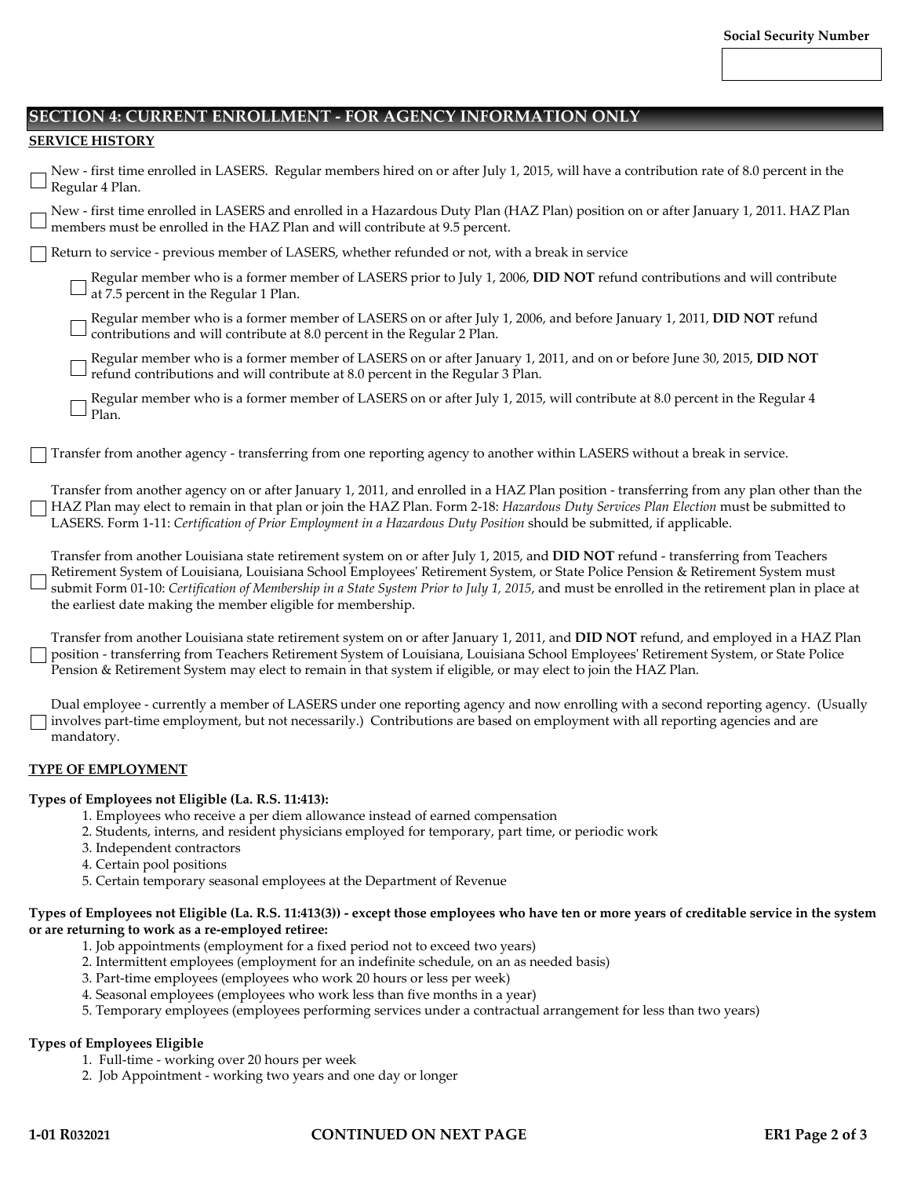Social Security Number

| |
|---|

## SECTION 4: CURRENT ENROLLMENT - FOR AGENCY INFORMATION ONLY

**SERVICE HISTORY**

☐ New - first time enrolled in LASERS. Regular members hired on or after July 1, 2015, will have a contribution rate of 8.0 percent in the Regular 4 Plan.

☐ New - first time enrolled in LASERS and enrolled in a Hazardous Duty Plan (HAZ Plan) position on or after January 1, 2011. HAZ Plan members must be enrolled in the HAZ Plan and will contribute at 9.5 percent.

☐ Return to service - previous member of LASERS, whether refunded or not, with a break in service

- ☐ Regular member who is a former member of LASERS prior to July 1, 2006, **DID NOT** refund contributions and will contribute at 7.5 percent in the Regular 1 Plan.
- ☐ Regular member who is a former member of LASERS on or after July 1, 2006, and before January 1, 2011, **DID NOT** refund contributions and will contribute at 8.0 percent in the Regular 2 Plan.
- ☐ Regular member who is a former member of LASERS on or after January 1, 2011, and on or before June 30, 2015, **DID NOT** refund contributions and will contribute at 8.0 percent in the Regular 3 Plan.
- ☐ Regular member who is a former member of LASERS on or after July 1, 2015, will contribute at 8.0 percent in the Regular 4 Plan.

☐ Transfer from another agency - transferring from one reporting agency to another within LASERS without a break in service.

☐ Transfer from another agency on or after January 1, 2011, and enrolled in a HAZ Plan position - transferring from any plan other than the HAZ Plan may elect to remain in that plan or join the HAZ Plan. Form 2-18: *Hazardous Duty Services Plan Election* must be submitted to LASERS. Form 1-11: *Certification of Prior Employment in a Hazardous Duty Position* should be submitted, if applicable.

☐ Transfer from another Louisiana state retirement system on or after July 1, 2015, and **DID NOT** refund - transferring from Teachers Retirement System of Louisiana, Louisiana School Employees' Retirement System, or State Police Pension & Retirement System must submit Form 01-10: *Certification of Membership in a State System Prior to July 1, 2015*, and must be enrolled in the retirement plan in place at the earliest date making the member eligible for membership.

☐ Transfer from another Louisiana state retirement system on or after January 1, 2011, and **DID NOT** refund, and employed in a HAZ Plan position - transferring from Teachers Retirement System of Louisiana, Louisiana School Employees' Retirement System, or State Police Pension & Retirement System may elect to remain in that system if eligible, or may elect to join the HAZ Plan.

☐ Dual employee - currently a member of LASERS under one reporting agency and now enrolling with a second reporting agency. (Usually involves part-time employment, but not necessarily.) Contributions are based on employment with all reporting agencies and are mandatory.

**TYPE OF EMPLOYMENT**

**Types of Employees not Eligible (La. R.S. 11:413):**

1. Employees who receive a per diem allowance instead of earned compensation
2. Students, interns, and resident physicians employed for temporary, part time, or periodic work
3. Independent contractors
4. Certain pool positions
5. Certain temporary seasonal employees at the Department of Revenue

**Types of Employees not Eligible (La. R.S. 11:413(3)) - except those employees who have ten or more years of creditable service in the system or are returning to work as a re-employed retiree:**

1. Job appointments (employment for a fixed period not to exceed two years)
2. Intermittent employees (employment for an indefinite schedule, on an as needed basis)
3. Part-time employees (employees who work 20 hours or less per week)
4. Seasonal employees (employees who work less than five months in a year)
5. Temporary employees (employees performing services under a contractual arrangement for less than two years)

**Types of Employees Eligible**

1. Full-time - working over 20 hours per week
2. Job Appointment - working two years and one day or longer

**1-01 R032021** **CONTINUED ON NEXT PAGE**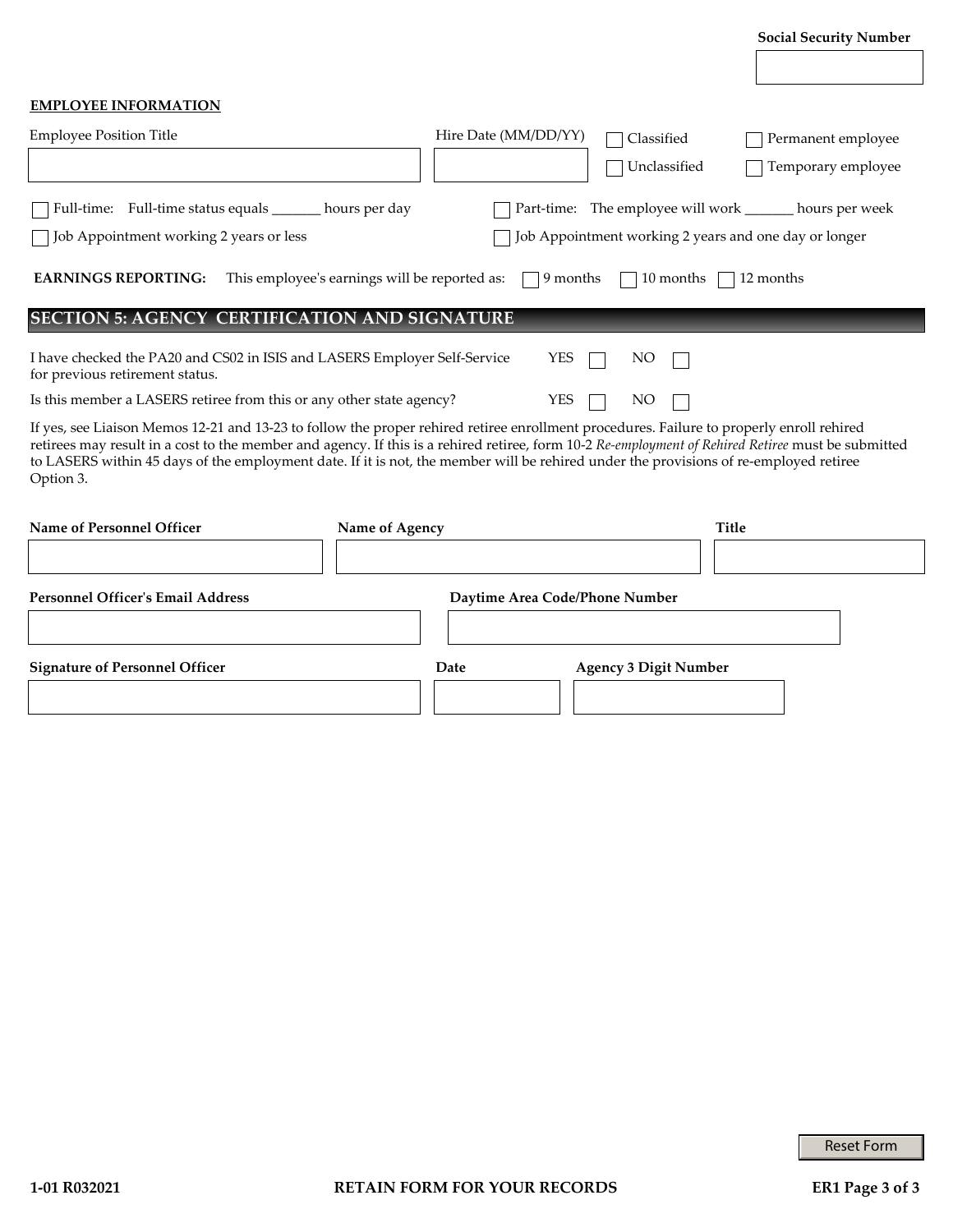Social Security Number

**EMPLOYEE INFORMATION**

Employee Position Title

Hire Date (MM/DD/YY)

☐ Classified ☐ Permanent employee

☐ Unclassified ☐ Temporary employee

☐ Full-time: Full-time status equals _______ hours per day

☐ Part-time: The employee will work _______ hours per week

☐ Job Appointment working 2 years or less

☐ Job Appointment working 2 years and one day or longer

**EARNINGS REPORTING:** This employee's earnings will be reported as: ☐ 9 months ☐ 10 months ☐ 12 months

## SECTION 5: AGENCY CERTIFICATION AND SIGNATURE

I have checked the PA20 and CS02 in ISIS and LASERS Employer Self-Service for previous retirement status. YES ☐ NO ☐

Is this member a LASERS retiree from this or any other state agency? YES ☐ NO ☐

If yes, see Liaison Memos 12-21 and 13-23 to follow the proper rehired retiree enrollment procedures. Failure to properly enroll rehired retirees may result in a cost to the member and agency. If this is a rehired retiree, form 10-2 *Re-employment of Rehired Retiree* must be submitted to LASERS within 45 days of the employment date. If it is not, the member will be rehired under the provisions of re-employed retiree Option 3.

**Name of Personnel Officer**

**Name of Agency**

**Title**

**Personnel Officer's Email Address**

**Daytime Area Code/Phone Number**

**Signature of Personnel Officer**

**Date**

**Agency 3 Digit Number**

Reset Form

1-01 R032021

RETAIN FORM FOR YOUR RECORDS